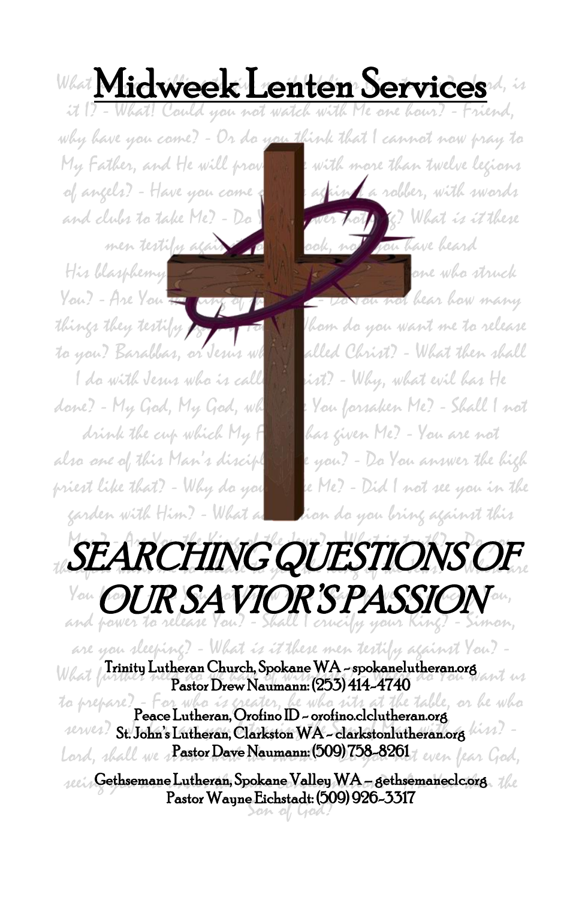# Midweek Lenten Services

# *SEARCHING QUESTIONS OF OUR SAVIOR'S PASSION*

Trinity Lutheran Church, Spokane WA - spokanelutheran.org
Pastor Drew Naumann: (253) 414-4740

Peace Lutheran, Orofino ID - orofino.clclutheran.org
St. John's Lutheran, Clarkston WA - clarkstonlutheran.org
Pastor Dave Naumann: (509) 758-8261

Gethsemane Lutheran, Spokane Valley WA – gethsemaneclc.org
Pastor Wayne Eichstadt: (509) 926-3317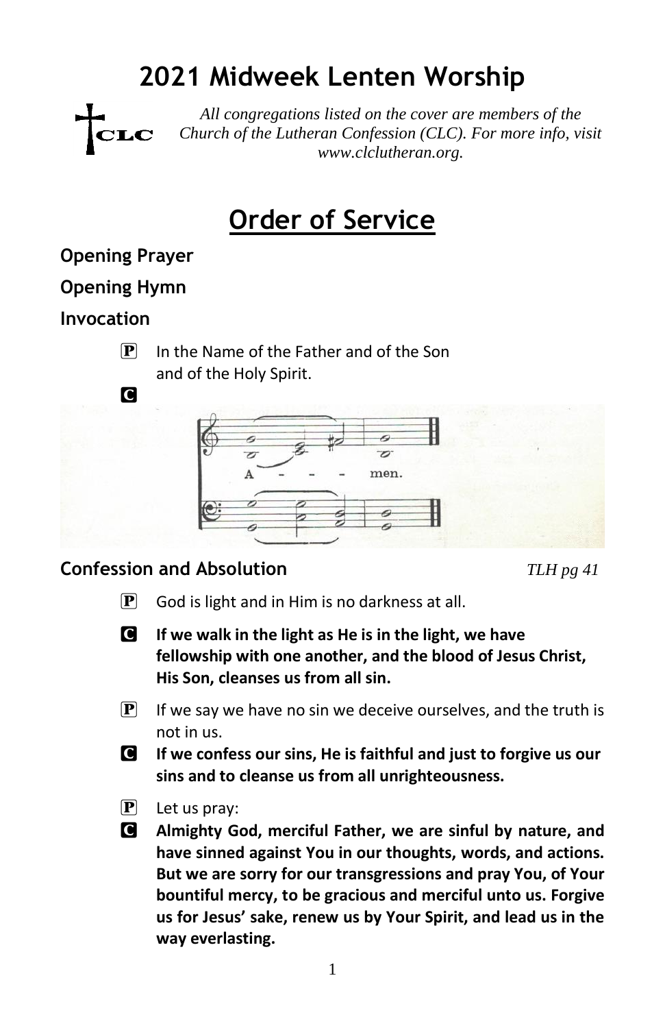# 2021 Midweek Lenten Worship

*All congregations listed on the cover are members of the Church of the Lutheran Confession (CLC). For more info, visit www.clclutheran.org.*

# Order of Service

### Opening Prayer

### Opening Hymn

### Invocation

**P** In the Name of the Father and of the Son and of the Holy Spirit.

**C** A - - - men.

### Confession and Absolution

*TLH pg 41*

**P** God is light and in Him is no darkness at all.

**C** **If we walk in the light as He is in the light, we have fellowship with one another, and the blood of Jesus Christ, His Son, cleanses us from all sin.**

**P** If we say we have no sin we deceive ourselves, and the truth is not in us.

**C** **If we confess our sins, He is faithful and just to forgive us our sins and to cleanse us from all unrighteousness.**

**P** Let us pray:

**C** **Almighty God, merciful Father, we are sinful by nature, and have sinned against You in our thoughts, words, and actions. But we are sorry for our transgressions and pray You, of Your bountiful mercy, to be gracious and merciful unto us. Forgive us for Jesus' sake, renew us by Your Spirit, and lead us in the way everlasting.**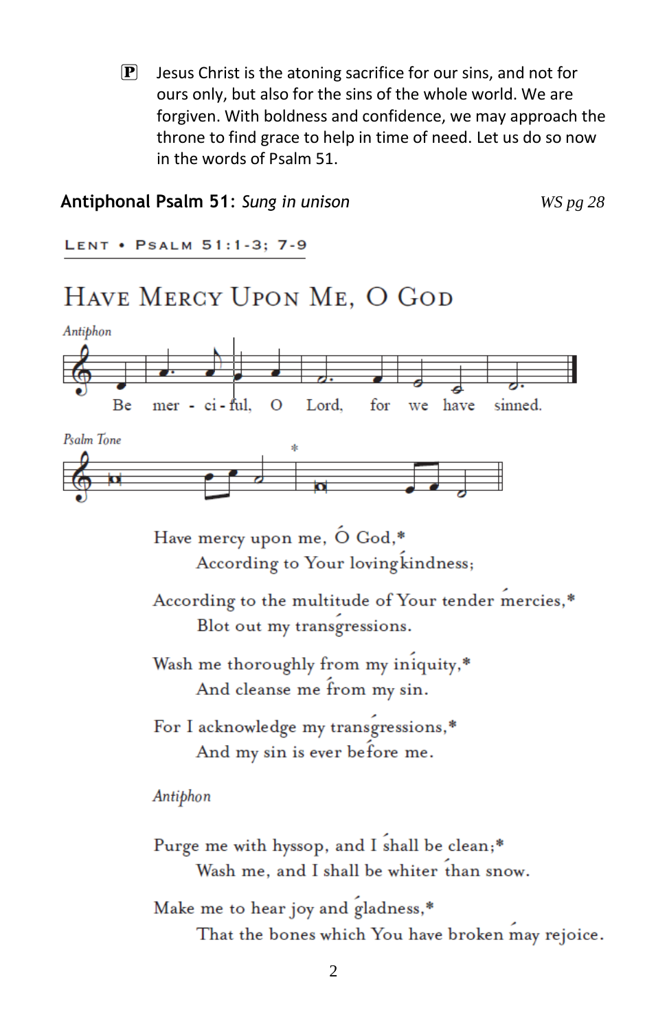**P** Jesus Christ is the atoning sacrifice for our sins, and not for ours only, but also for the sins of the whole world. We are forgiven. With boldness and confidence, we may approach the throne to find grace to help in time of need. Let us do so now in the words of Psalm 51.

**Antiphonal Psalm 51:** *Sung in unison* *WS pg 28*

LENT • PSALM 51:1-3; 7-9

## HAVE MERCY UPON ME, O GOD

*Antiphon*

Be mer - ci - ful, O Lord, for we have sinned.

*Psalm Tone*

Have mercy upon me, O God,*
According to Your lovingkindness;

According to the multitude of Your tender mercies,*
Blot out my transgressions.

Wash me thoroughly from my iniquity,*
And cleanse me from my sin.

For I acknowledge my transgressions,*
And my sin is ever before me.

*Antiphon*

Purge me with hyssop, and I shall be clean;*
Wash me, and I shall be whiter than snow.

Make me to hear joy and gladness,*
That the bones which You have broken may rejoice.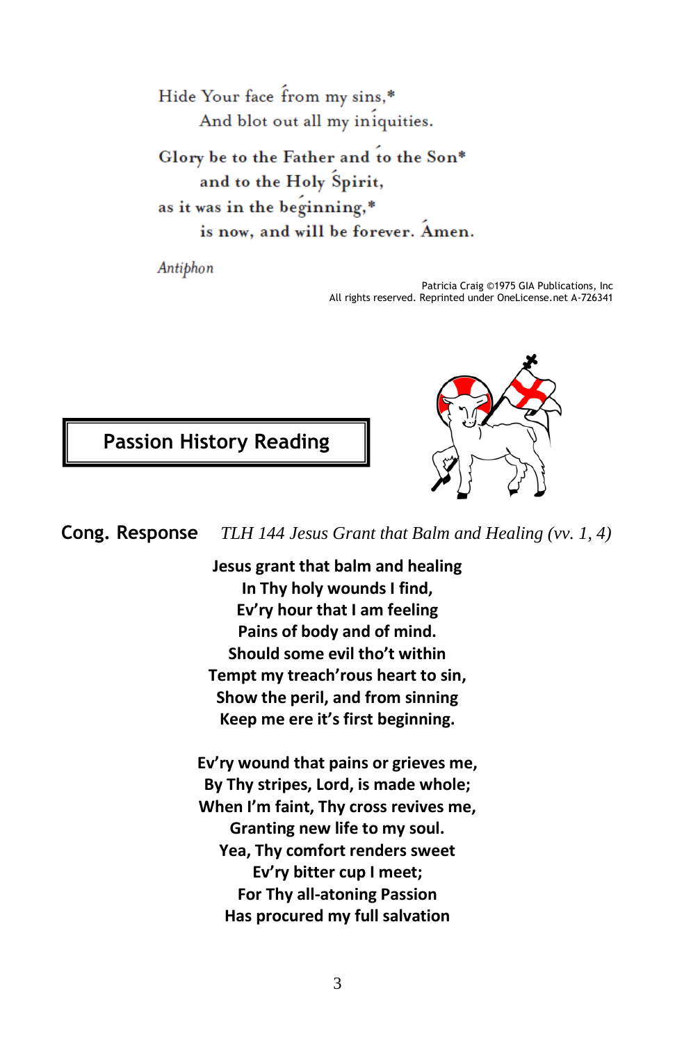Hide Your face from my sins,*
  And blot out all my iniquities.

Glory be to the Father and to the Son*
  and to the Holy Spirit,
as it was in the beginning,*
  is now, and will be forever. Amen.

*Antiphon*

Patricia Craig ©1975 GIA Publications, Inc
All rights reserved. Reprinted under OneLicense.net A-726341

## Passion History Reading

**Cong. Response** *TLH 144 Jesus Grant that Balm and Healing (vv. 1, 4)*

**Jesus grant that balm and healing**
**In Thy holy wounds I find,**
**Ev'ry hour that I am feeling**
**Pains of body and of mind.**
**Should some evil tho't within**
**Tempt my treach'rous heart to sin,**
**Show the peril, and from sinning**
**Keep me ere it's first beginning.**

**Ev'ry wound that pains or grieves me,**
**By Thy stripes, Lord, is made whole;**
**When I'm faint, Thy cross revives me,**
**Granting new life to my soul.**
**Yea, Thy comfort renders sweet**
**Ev'ry bitter cup I meet;**
**For Thy all-atoning Passion**
**Has procured my full salvation**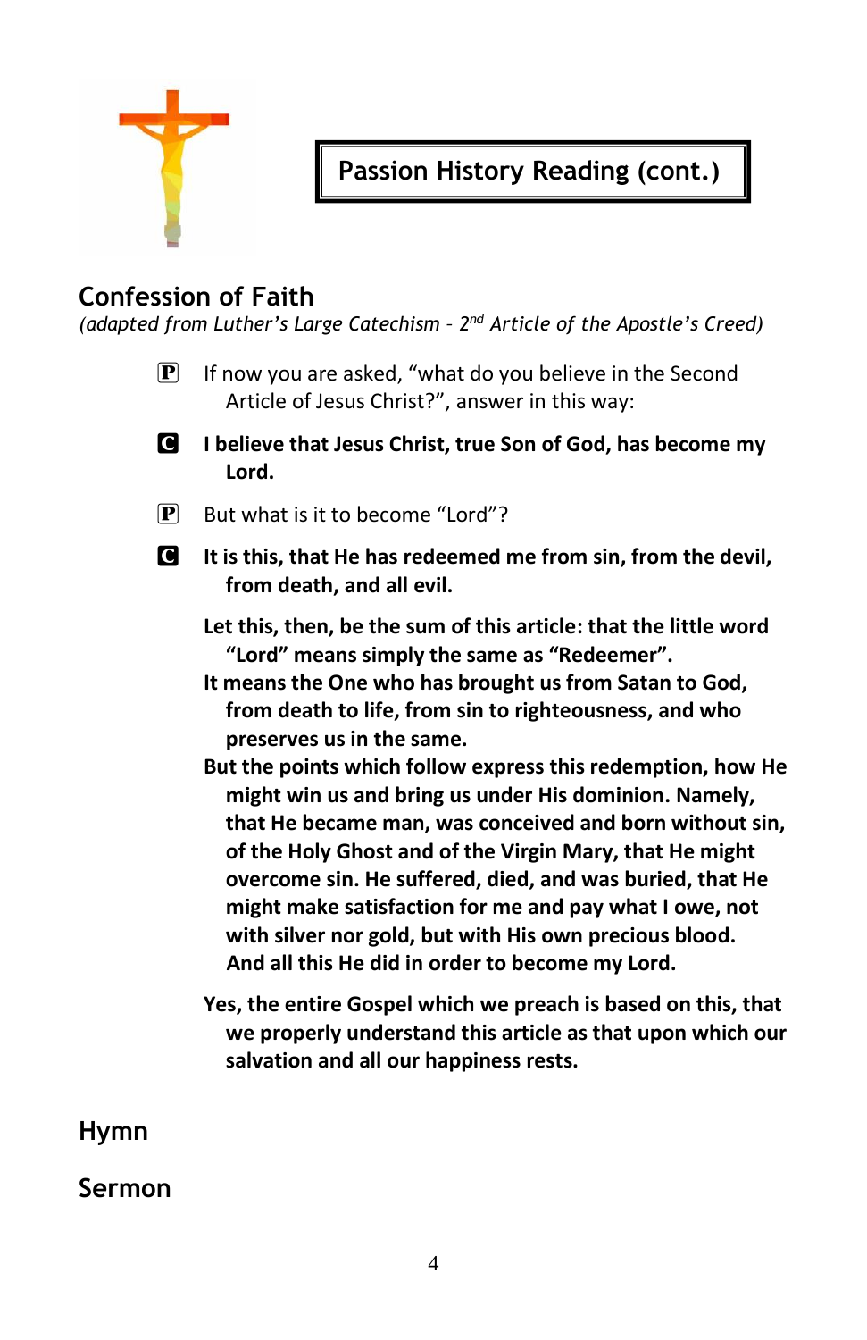**Passion History Reading (cont.)**

## Confession of Faith

*(adapted from Luther's Large Catechism - 2nd Article of the Apostle's Creed)*

P If now you are asked, "what do you believe in the Second Article of Jesus Christ?", answer in this way:

C **I believe that Jesus Christ, true Son of God, has become my Lord.**

P But what is it to become "Lord"?

C **It is this, that He has redeemed me from sin, from the devil, from death, and all evil.**

**Let this, then, be the sum of this article: that the little word "Lord" means simply the same as "Redeemer".**
**It means the One who has brought us from Satan to God, from death to life, from sin to righteousness, and who preserves us in the same.**
**But the points which follow express this redemption, how He might win us and bring us under His dominion. Namely, that He became man, was conceived and born without sin, of the Holy Ghost and of the Virgin Mary, that He might overcome sin. He suffered, died, and was buried, that He might make satisfaction for me and pay what I owe, not with silver nor gold, but with His own precious blood. And all this He did in order to become my Lord.**

**Yes, the entire Gospel which we preach is based on this, that we properly understand this article as that upon which our salvation and all our happiness rests.**

## Hymn

## Sermon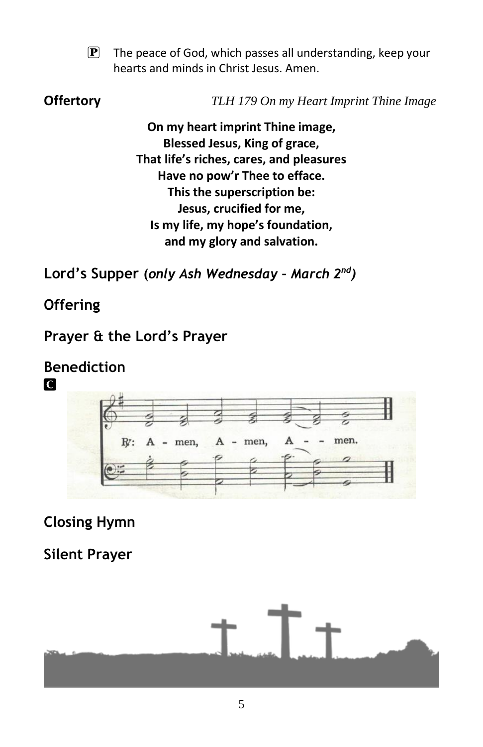**P** The peace of God, which passes all understanding, keep your hearts and minds in Christ Jesus. Amen.

**Offertory** *TLH 179 On my Heart Imprint Thine Image*

**On my heart imprint Thine image,**
**Blessed Jesus, King of grace,**
**That life's riches, cares, and pleasures**
**Have no pow'r Thee to efface.**
**This the superscription be:**
**Jesus, crucified for me,**
**Is my life, my hope's foundation,**
**and my glory and salvation.**

## Lord's Supper (*only Ash Wednesday – March 2nd*)

## Offering

## Prayer & the Lord's Prayer

## Benediction

**C**

R: Amen, Amen, Amen.

## Closing Hymn

## Silent Prayer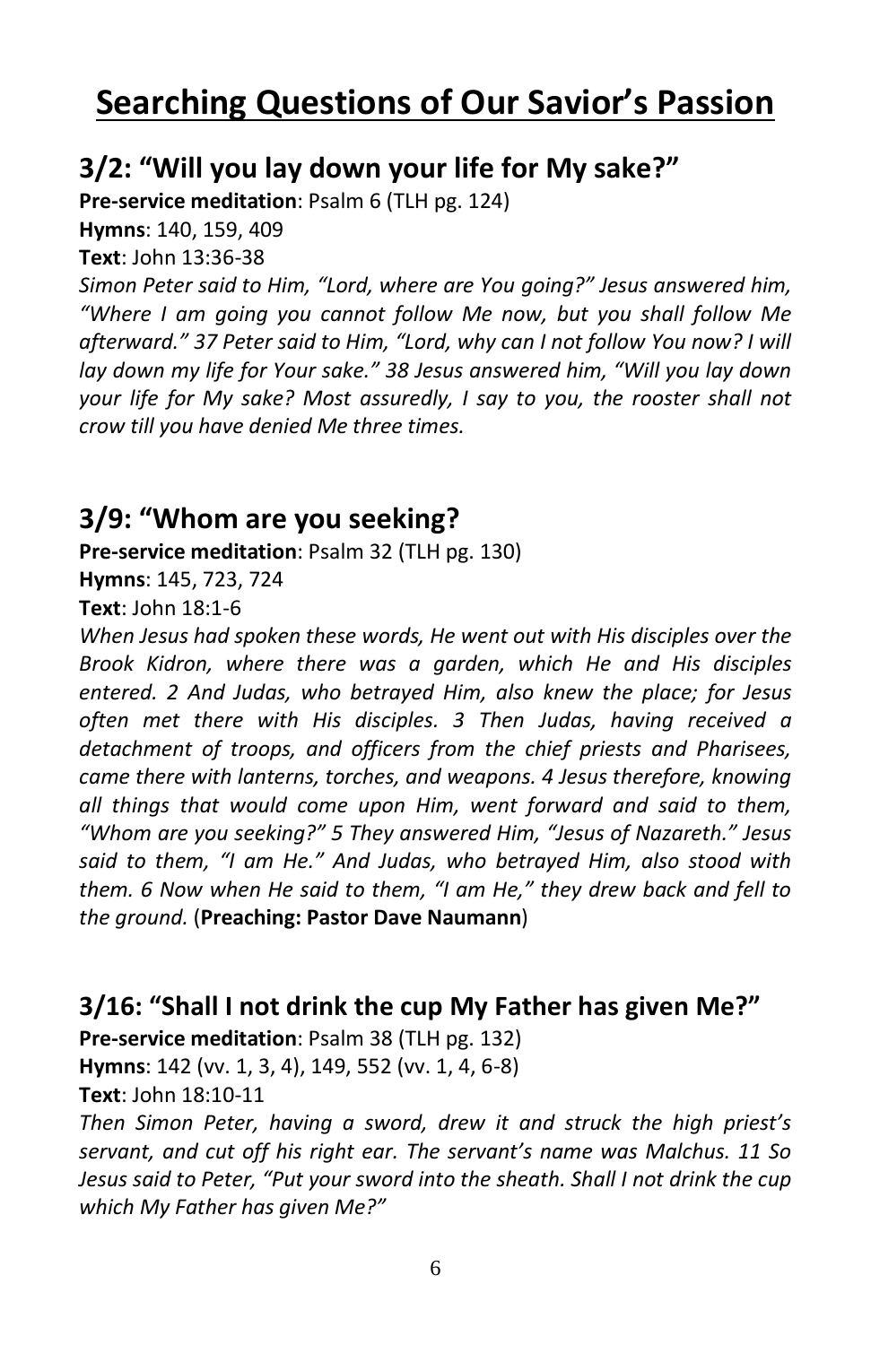# Searching Questions of Our Savior's Passion

## 3/2: "Will you lay down your life for My sake?"

**Pre-service meditation**: Psalm 6 (TLH pg. 124)

**Hymns**: 140, 159, 409

**Text**: John 13:36-38

*Simon Peter said to Him, "Lord, where are You going?" Jesus answered him, "Where I am going you cannot follow Me now, but you shall follow Me afterward." 37 Peter said to Him, "Lord, why can I not follow You now? I will lay down my life for Your sake." 38 Jesus answered him, "Will you lay down your life for My sake? Most assuredly, I say to you, the rooster shall not crow till you have denied Me three times.*

## 3/9: "Whom are you seeking?

**Pre-service meditation**: Psalm 32 (TLH pg. 130)

**Hymns**: 145, 723, 724

**Text**: John 18:1-6

*When Jesus had spoken these words, He went out with His disciples over the Brook Kidron, where there was a garden, which He and His disciples entered. 2 And Judas, who betrayed Him, also knew the place; for Jesus often met there with His disciples. 3 Then Judas, having received a detachment of troops, and officers from the chief priests and Pharisees, came there with lanterns, torches, and weapons. 4 Jesus therefore, knowing all things that would come upon Him, went forward and said to them, "Whom are you seeking?" 5 They answered Him, "Jesus of Nazareth." Jesus said to them, "I am He." And Judas, who betrayed Him, also stood with them. 6 Now when He said to them, "I am He," they drew back and fell to the ground.* (**Preaching: Pastor Dave Naumann**)

## 3/16: "Shall I not drink the cup My Father has given Me?"

**Pre-service meditation**: Psalm 38 (TLH pg. 132)

**Hymns**: 142 (vv. 1, 3, 4), 149, 552 (vv. 1, 4, 6-8)

**Text**: John 18:10-11

*Then Simon Peter, having a sword, drew it and struck the high priest's servant, and cut off his right ear. The servant's name was Malchus. 11 So Jesus said to Peter, "Put your sword into the sheath. Shall I not drink the cup which My Father has given Me?"*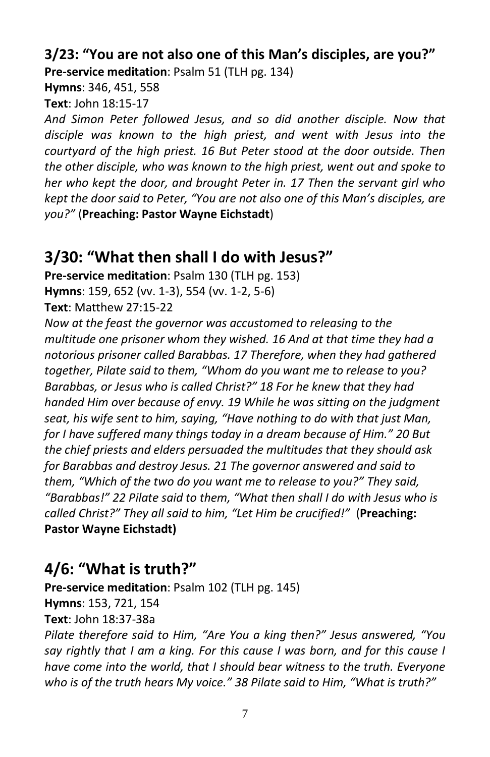### 3/23: "You are not also one of this Man's disciples, are you?"

**Pre-service meditation**: Psalm 51 (TLH pg. 134)
**Hymns**: 346, 451, 558
**Text**: John 18:15-17

*And Simon Peter followed Jesus, and so did another disciple. Now that disciple was known to the high priest, and went with Jesus into the courtyard of the high priest. 16 But Peter stood at the door outside. Then the other disciple, who was known to the high priest, went out and spoke to her who kept the door, and brought Peter in. 17 Then the servant girl who kept the door said to Peter, "You are not also one of this Man's disciples, are you?"* (**Preaching: Pastor Wayne Eichstadt**)

## 3/30: "What then shall I do with Jesus?"

**Pre-service meditation**: Psalm 130 (TLH pg. 153)
**Hymns**: 159, 652 (vv. 1-3), 554 (vv. 1-2, 5-6)
**Text**: Matthew 27:15-22

*Now at the feast the governor was accustomed to releasing to the multitude one prisoner whom they wished. 16 And at that time they had a notorious prisoner called Barabbas. 17 Therefore, when they had gathered together, Pilate said to them, "Whom do you want me to release to you? Barabbas, or Jesus who is called Christ?" 18 For he knew that they had handed Him over because of envy. 19 While he was sitting on the judgment seat, his wife sent to him, saying, "Have nothing to do with that just Man, for I have suffered many things today in a dream because of Him." 20 But the chief priests and elders persuaded the multitudes that they should ask for Barabbas and destroy Jesus. 21 The governor answered and said to them, "Which of the two do you want me to release to you?" They said, "Barabbas!" 22 Pilate said to them, "What then shall I do with Jesus who is called Christ?" They all said to him, "Let Him be crucified!"* (**Preaching: Pastor Wayne Eichstadt)**

## 4/6: "What is truth?"

**Pre-service meditation**: Psalm 102 (TLH pg. 145)
**Hymns**: 153, 721, 154
**Text**: John 18:37-38a

*Pilate therefore said to Him, "Are You a king then?" Jesus answered, "You say rightly that I am a king. For this cause I was born, and for this cause I have come into the world, that I should bear witness to the truth. Everyone who is of the truth hears My voice." 38 Pilate said to Him, "What is truth?"*